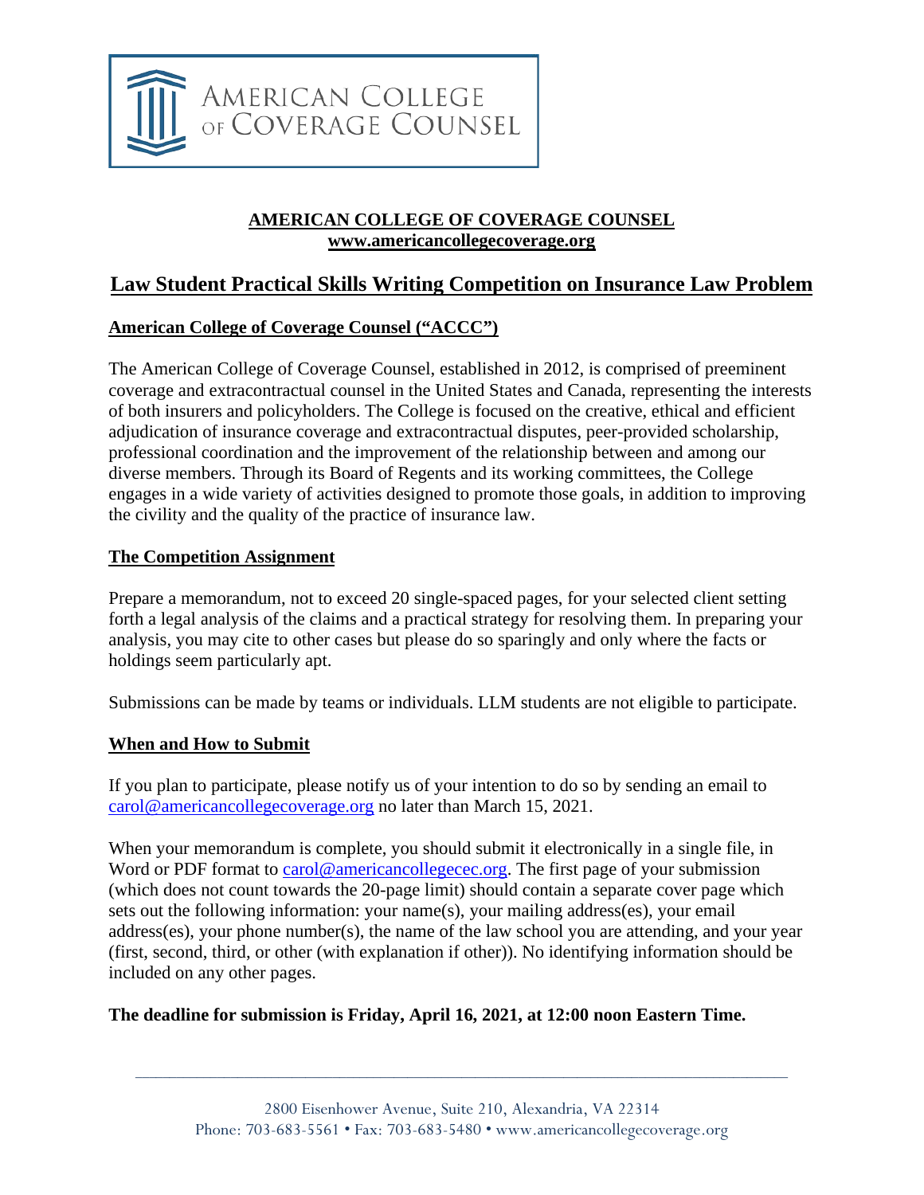AMERICAN COLLEGE OF COVERAGE COUNSEL

**AMERICAN COLLEGE OF COVERAGE COUNSEL**
**www.americancollegecoverage.org**

# Law Student Practical Skills Writing Competition on Insurance Law Problem

## American College of Coverage Counsel ("ACCC")

The American College of Coverage Counsel, established in 2012, is comprised of preeminent coverage and extracontractual counsel in the United States and Canada, representing the interests of both insurers and policyholders. The College is focused on the creative, ethical and efficient adjudication of insurance coverage and extracontractual disputes, peer-provided scholarship, professional coordination and the improvement of the relationship between and among our diverse members. Through its Board of Regents and its working committees, the College engages in a wide variety of activities designed to promote those goals, in addition to improving the civility and the quality of the practice of insurance law.

## The Competition Assignment

Prepare a memorandum, not to exceed 20 single-spaced pages, for your selected client setting forth a legal analysis of the claims and a practical strategy for resolving them. In preparing your analysis, you may cite to other cases but please do so sparingly and only where the facts or holdings seem particularly apt.

Submissions can be made by teams or individuals. LLM students are not eligible to participate.

## When and How to Submit

If you plan to participate, please notify us of your intention to do so by sending an email to carol@americancollegecoverage.org no later than March 15, 2021.

When your memorandum is complete, you should submit it electronically in a single file, in Word or PDF format to carol@americancollegecec.org. The first page of your submission (which does not count towards the 20-page limit) should contain a separate cover page which sets out the following information: your name(s), your mailing address(es), your email address(es), your phone number(s), the name of the law school you are attending, and your year (first, second, third, or other (with explanation if other)). No identifying information should be included on any other pages.

**The deadline for submission is Friday, April 16, 2021, at 12:00 noon Eastern Time.**

2800 Eisenhower Avenue, Suite 210, Alexandria, VA 22314
Phone: 703-683-5561 • Fax: 703-683-5480 • www.americancollegecoverage.org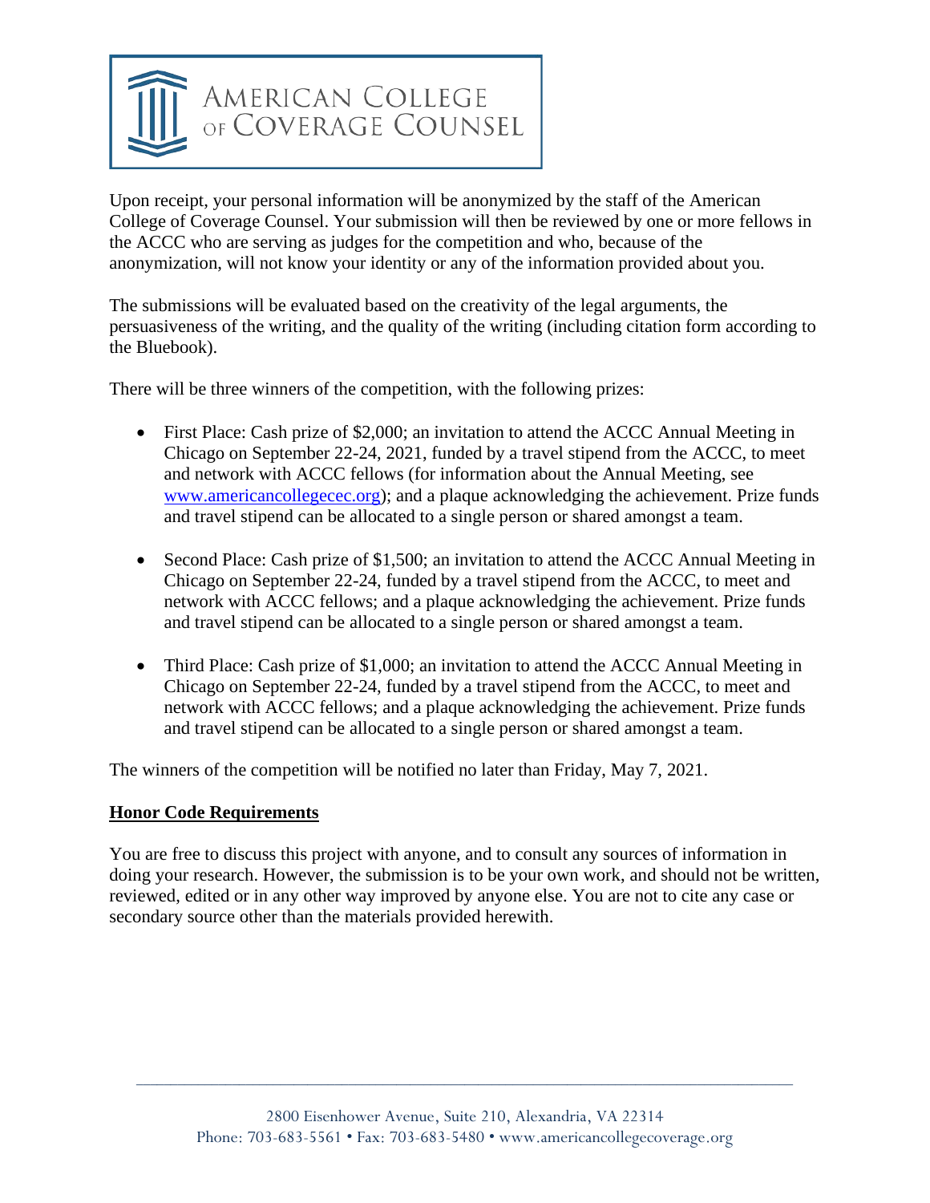Upon receipt, your personal information will be anonymized by the staff of the American College of Coverage Counsel. Your submission will then be reviewed by one or more fellows in the ACCC who are serving as judges for the competition and who, because of the anonymization, will not know your identity or any of the information provided about you.

The submissions will be evaluated based on the creativity of the legal arguments, the persuasiveness of the writing, and the quality of the writing (including citation form according to the Bluebook).

There will be three winners of the competition, with the following prizes:

- First Place: Cash prize of $2,000; an invitation to attend the ACCC Annual Meeting in Chicago on September 22-24, 2021, funded by a travel stipend from the ACCC, to meet and network with ACCC fellows (for information about the Annual Meeting, see [www.americancollegecec.org](www.americancollegecec.org)); and a plaque acknowledging the achievement. Prize funds and travel stipend can be allocated to a single person or shared amongst a team.

- Second Place: Cash prize of $1,500; an invitation to attend the ACCC Annual Meeting in Chicago on September 22-24, funded by a travel stipend from the ACCC, to meet and network with ACCC fellows; and a plaque acknowledging the achievement. Prize funds and travel stipend can be allocated to a single person or shared amongst a team.

- Third Place: Cash prize of $1,000; an invitation to attend the ACCC Annual Meeting in Chicago on September 22-24, funded by a travel stipend from the ACCC, to meet and network with ACCC fellows; and a plaque acknowledging the achievement. Prize funds and travel stipend can be allocated to a single person or shared amongst a team.

The winners of the competition will be notified no later than Friday, May 7, 2021.

**Honor Code Requirements**

You are free to discuss this project with anyone, and to consult any sources of information in doing your research. However, the submission is to be your own work, and should not be written, reviewed, edited or in any other way improved by anyone else. You are not to cite any case or secondary source other than the materials provided herewith.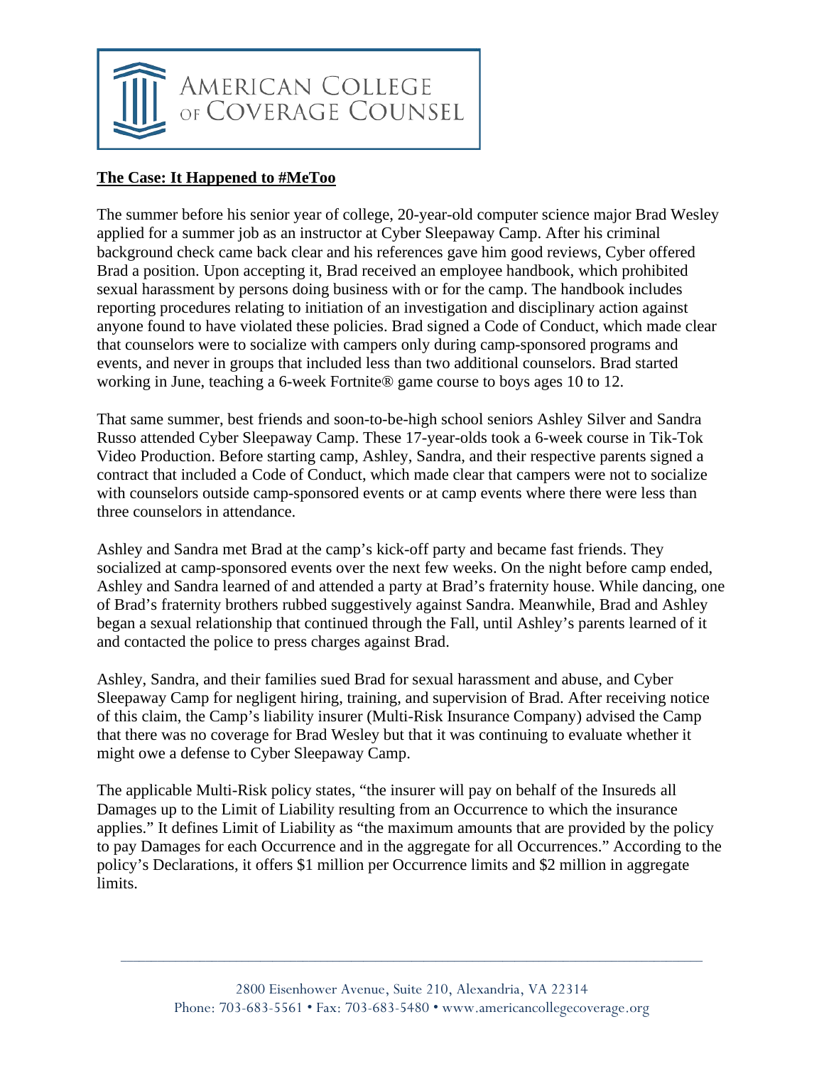AMERICAN COLLEGE OF COVERAGE COUNSEL

**The Case: It Happened to #MeToo**

The summer before his senior year of college, 20-year-old computer science major Brad Wesley applied for a summer job as an instructor at Cyber Sleepaway Camp. After his criminal background check came back clear and his references gave him good reviews, Cyber offered Brad a position. Upon accepting it, Brad received an employee handbook, which prohibited sexual harassment by persons doing business with or for the camp. The handbook includes reporting procedures relating to initiation of an investigation and disciplinary action against anyone found to have violated these policies. Brad signed a Code of Conduct, which made clear that counselors were to socialize with campers only during camp-sponsored programs and events, and never in groups that included less than two additional counselors. Brad started working in June, teaching a 6-week Fortnite® game course to boys ages 10 to 12.

That same summer, best friends and soon-to-be-high school seniors Ashley Silver and Sandra Russo attended Cyber Sleepaway Camp. These 17-year-olds took a 6-week course in Tik-Tok Video Production. Before starting camp, Ashley, Sandra, and their respective parents signed a contract that included a Code of Conduct, which made clear that campers were not to socialize with counselors outside camp-sponsored events or at camp events where there were less than three counselors in attendance.

Ashley and Sandra met Brad at the camp's kick-off party and became fast friends. They socialized at camp-sponsored events over the next few weeks. On the night before camp ended, Ashley and Sandra learned of and attended a party at Brad's fraternity house. While dancing, one of Brad's fraternity brothers rubbed suggestively against Sandra. Meanwhile, Brad and Ashley began a sexual relationship that continued through the Fall, until Ashley's parents learned of it and contacted the police to press charges against Brad.

Ashley, Sandra, and their families sued Brad for sexual harassment and abuse, and Cyber Sleepaway Camp for negligent hiring, training, and supervision of Brad. After receiving notice of this claim, the Camp's liability insurer (Multi-Risk Insurance Company) advised the Camp that there was no coverage for Brad Wesley but that it was continuing to evaluate whether it might owe a defense to Cyber Sleepaway Camp.

The applicable Multi-Risk policy states, "the insurer will pay on behalf of the Insureds all Damages up to the Limit of Liability resulting from an Occurrence to which the insurance applies." It defines Limit of Liability as "the maximum amounts that are provided by the policy to pay Damages for each Occurrence and in the aggregate for all Occurrences." According to the policy's Declarations, it offers $1 million per Occurrence limits and $2 million in aggregate limits.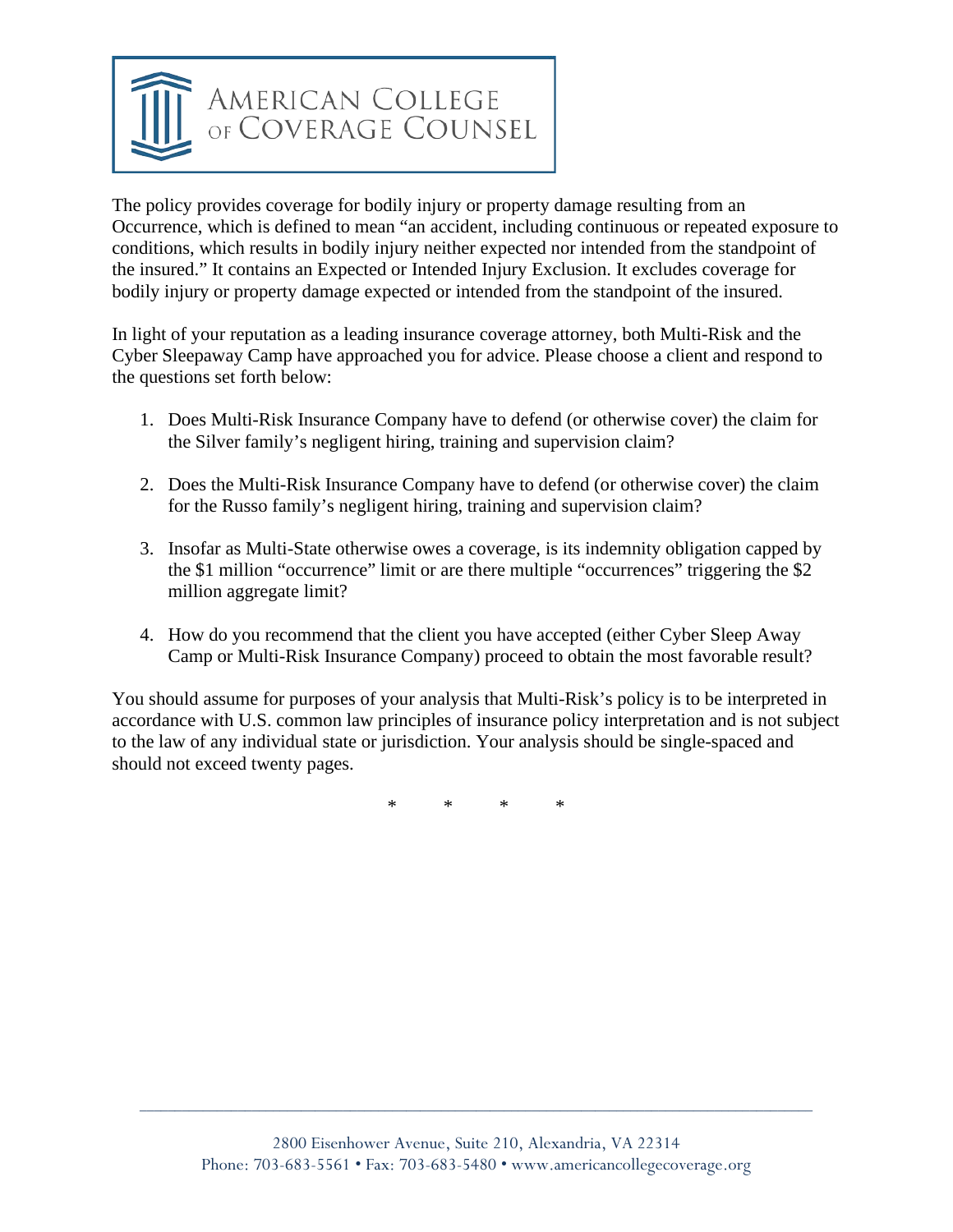The policy provides coverage for bodily injury or property damage resulting from an Occurrence, which is defined to mean "an accident, including continuous or repeated exposure to conditions, which results in bodily injury neither expected nor intended from the standpoint of the insured." It contains an Expected or Intended Injury Exclusion. It excludes coverage for bodily injury or property damage expected or intended from the standpoint of the insured.

In light of your reputation as a leading insurance coverage attorney, both Multi-Risk and the Cyber Sleepaway Camp have approached you for advice. Please choose a client and respond to the questions set forth below:

1. Does Multi-Risk Insurance Company have to defend (or otherwise cover) the claim for the Silver family's negligent hiring, training and supervision claim?

2. Does the Multi-Risk Insurance Company have to defend (or otherwise cover) the claim for the Russo family's negligent hiring, training and supervision claim?

3. Insofar as Multi-State otherwise owes a coverage, is its indemnity obligation capped by the $1 million "occurrence" limit or are there multiple "occurrences" triggering the $2 million aggregate limit?

4. How do you recommend that the client you have accepted (either Cyber Sleep Away Camp or Multi-Risk Insurance Company) proceed to obtain the most favorable result?

You should assume for purposes of your analysis that Multi-Risk's policy is to be interpreted in accordance with U.S. common law principles of insurance policy interpretation and is not subject to the law of any individual state or jurisdiction. Your analysis should be single-spaced and should not exceed twenty pages.

\* \* \* \*